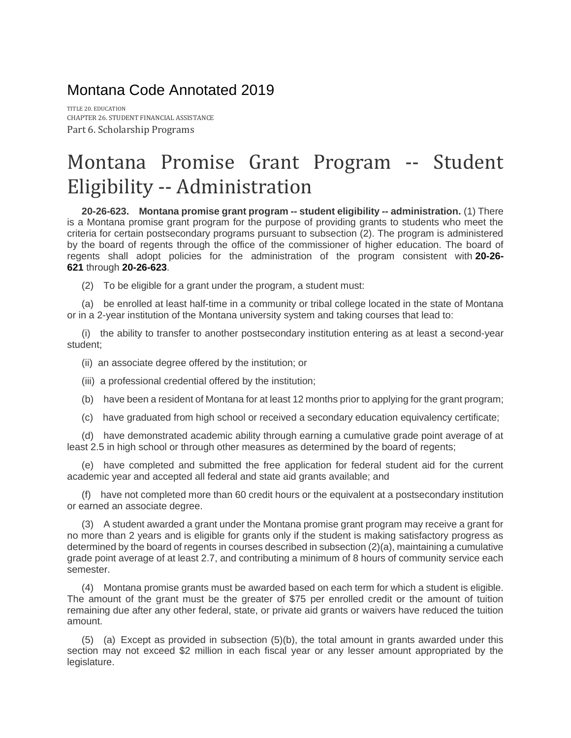# Montana Code Annotated 2019

TITLE 20. EDUCATION
CHAPTER 26. STUDENT FINANCIAL ASSISTANCE
Part 6. Scholarship Programs

# Montana Promise Grant Program -- Student Eligibility -- Administration

**20-26-623. Montana promise grant program -- student eligibility -- administration.** (1) There is a Montana promise grant program for the purpose of providing grants to students who meet the criteria for certain postsecondary programs pursuant to subsection (2). The program is administered by the board of regents through the office of the commissioner of higher education. The board of regents shall adopt policies for the administration of the program consistent with **20-26-621** through **20-26-623**.

(2) To be eligible for a grant under the program, a student must:

(a) be enrolled at least half-time in a community or tribal college located in the state of Montana or in a 2-year institution of the Montana university system and taking courses that lead to:

(i) the ability to transfer to another postsecondary institution entering as at least a second-year student;

(ii) an associate degree offered by the institution; or

(iii) a professional credential offered by the institution;

(b) have been a resident of Montana for at least 12 months prior to applying for the grant program;

(c) have graduated from high school or received a secondary education equivalency certificate;

(d) have demonstrated academic ability through earning a cumulative grade point average of at least 2.5 in high school or through other measures as determined by the board of regents;

(e) have completed and submitted the free application for federal student aid for the current academic year and accepted all federal and state aid grants available; and

(f) have not completed more than 60 credit hours or the equivalent at a postsecondary institution or earned an associate degree.

(3) A student awarded a grant under the Montana promise grant program may receive a grant for no more than 2 years and is eligible for grants only if the student is making satisfactory progress as determined by the board of regents in courses described in subsection (2)(a), maintaining a cumulative grade point average of at least 2.7, and contributing a minimum of 8 hours of community service each semester.

(4) Montana promise grants must be awarded based on each term for which a student is eligible. The amount of the grant must be the greater of $75 per enrolled credit or the amount of tuition remaining due after any other federal, state, or private aid grants or waivers have reduced the tuition amount.

(5) (a) Except as provided in subsection (5)(b), the total amount in grants awarded under this section may not exceed $2 million in each fiscal year or any lesser amount appropriated by the legislature.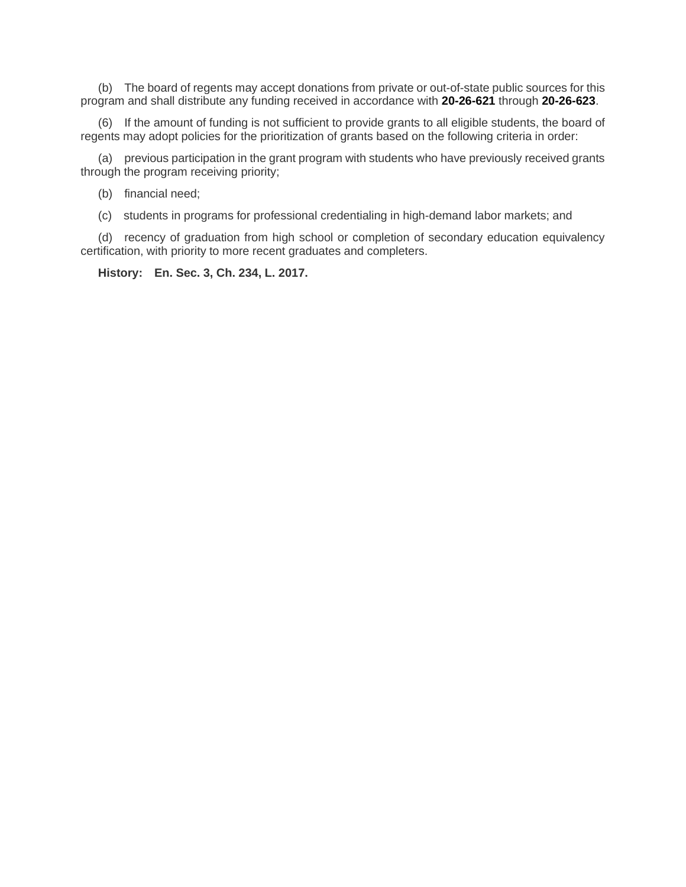(b) The board of regents may accept donations from private or out-of-state public sources for this program and shall distribute any funding received in accordance with **20-26-621** through **20-26-623**.

(6) If the amount of funding is not sufficient to provide grants to all eligible students, the board of regents may adopt policies for the prioritization of grants based on the following criteria in order:

(a) previous participation in the grant program with students who have previously received grants through the program receiving priority;

(b) financial need;

(c) students in programs for professional credentialing in high-demand labor markets; and

(d) recency of graduation from high school or completion of secondary education equivalency certification, with priority to more recent graduates and completers.

**History: En. Sec. 3, Ch. 234, L. 2017.**